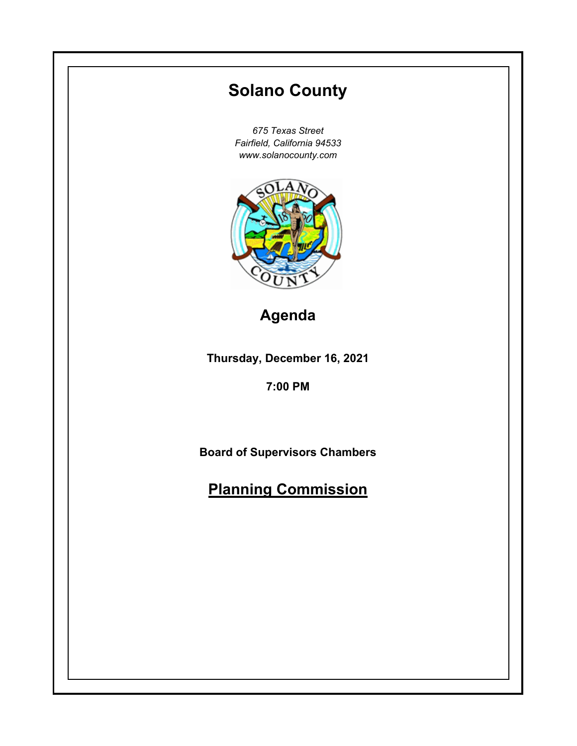# Solano County

*675 Texas Street*
*Fairfield, California 94533*
*www.solanocounty.com*

## Agenda

**Thursday, December 16, 2021**

**7:00 PM**

**Board of Supervisors Chambers**

## Planning Commission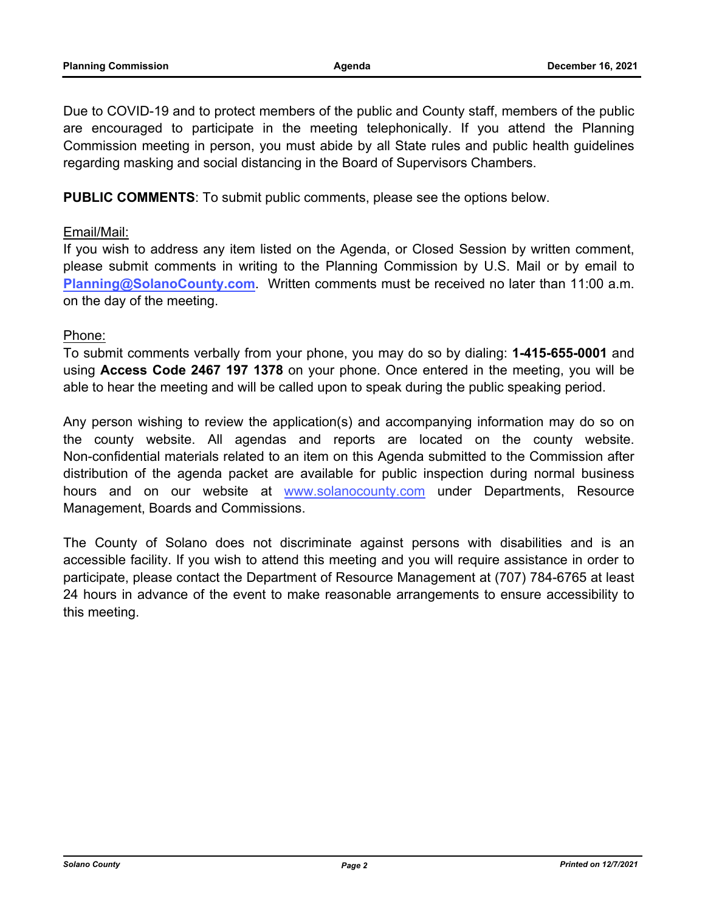Due to COVID-19 and to protect members of the public and County staff, members of the public are encouraged to participate in the meeting telephonically. If you attend the Planning Commission meeting in person, you must abide by all State rules and public health guidelines regarding masking and social distancing in the Board of Supervisors Chambers.

**PUBLIC COMMENTS**: To submit public comments, please see the options below.

Email/Mail:
If you wish to address any item listed on the Agenda, or Closed Session by written comment, please submit comments in writing to the Planning Commission by U.S. Mail or by email to **Planning@SolanoCounty.com**. Written comments must be received no later than 11:00 a.m. on the day of the meeting.

Phone:
To submit comments verbally from your phone, you may do so by dialing: **1-415-655-0001** and using **Access Code 2467 197 1378** on your phone. Once entered in the meeting, you will be able to hear the meeting and will be called upon to speak during the public speaking period.

Any person wishing to review the application(s) and accompanying information may do so on the county website. All agendas and reports are located on the county website. Non-confidential materials related to an item on this Agenda submitted to the Commission after distribution of the agenda packet are available for public inspection during normal business hours and on our website at www.solanocounty.com under Departments, Resource Management, Boards and Commissions.

The County of Solano does not discriminate against persons with disabilities and is an accessible facility. If you wish to attend this meeting and you will require assistance in order to participate, please contact the Department of Resource Management at (707) 784-6765 at least 24 hours in advance of the event to make reasonable arrangements to ensure accessibility to this meeting.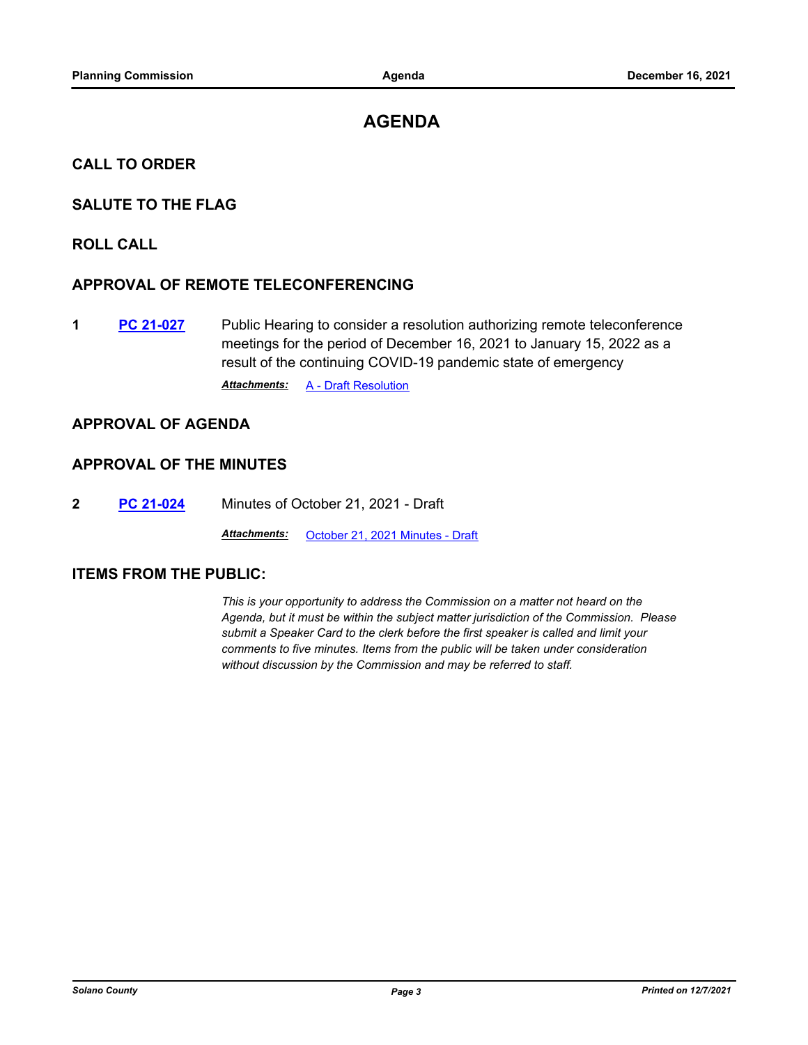# AGENDA

## CALL TO ORDER

## SALUTE TO THE FLAG

## ROLL CALL

## APPROVAL OF REMOTE TELECONFERENCING

**1** **PC 21-027** Public Hearing to consider a resolution authorizing remote teleconference meetings for the period of December 16, 2021 to January 15, 2022 as a result of the continuing COVID-19 pandemic state of emergency

***Attachments:*** A - Draft Resolution

## APPROVAL OF AGENDA

## APPROVAL OF THE MINUTES

**2** **PC 21-024** Minutes of October 21, 2021 - Draft

***Attachments:*** October 21, 2021 Minutes - Draft

## ITEMS FROM THE PUBLIC:

*This is your opportunity to address the Commission on a matter not heard on the Agenda, but it must be within the subject matter jurisdiction of the Commission. Please submit a Speaker Card to the clerk before the first speaker is called and limit your comments to five minutes. Items from the public will be taken under consideration without discussion by the Commission and may be referred to staff.*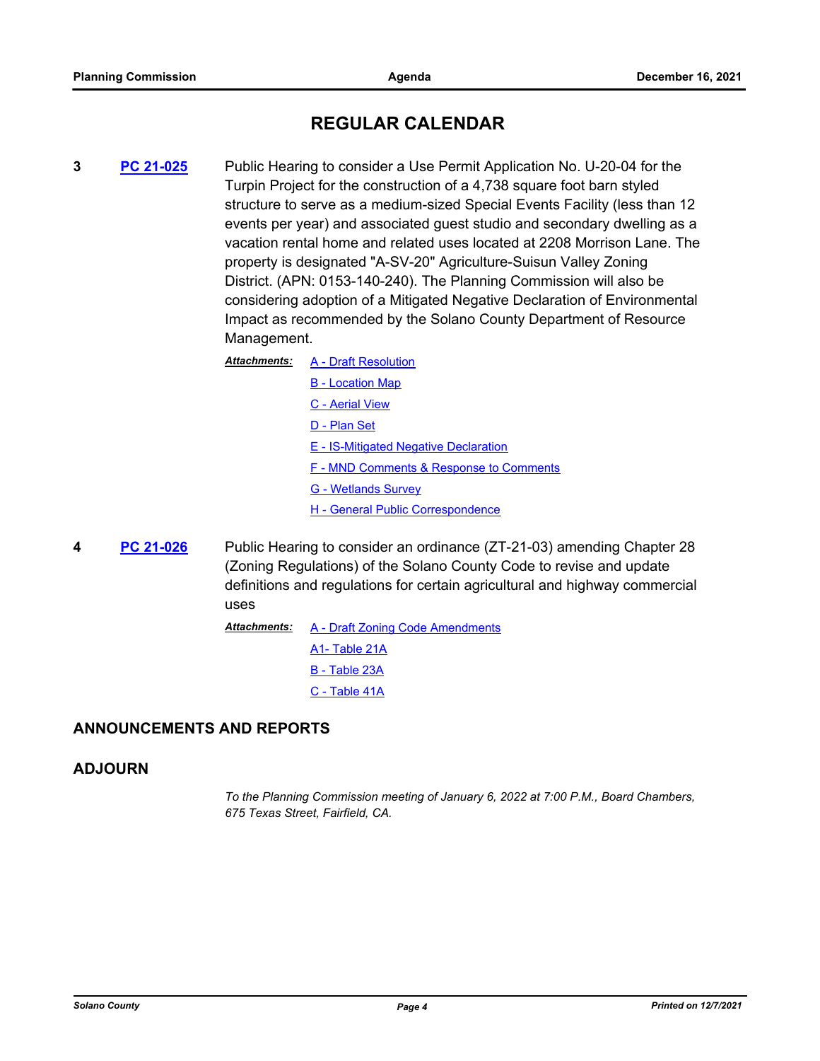## REGULAR CALENDAR

**3** **PC 21-025** Public Hearing to consider a Use Permit Application No. U-20-04 for the Turpin Project for the construction of a 4,738 square foot barn styled structure to serve as a medium-sized Special Events Facility (less than 12 events per year) and associated guest studio and secondary dwelling as a vacation rental home and related uses located at 2208 Morrison Lane. The property is designated "A-SV-20" Agriculture-Suisun Valley Zoning District. (APN: 0153-140-240). The Planning Commission will also be considering adoption of a Mitigated Negative Declaration of Environmental Impact as recommended by the Solano County Department of Resource Management.

***Attachments:***
- A - Draft Resolution
- B - Location Map
- C - Aerial View
- D - Plan Set
- E - IS-Mitigated Negative Declaration
- F - MND Comments & Response to Comments
- G - Wetlands Survey
- H - General Public Correspondence

**4** **PC 21-026** Public Hearing to consider an ordinance (ZT-21-03) amending Chapter 28 (Zoning Regulations) of the Solano County Code to revise and update definitions and regulations for certain agricultural and highway commercial uses

***Attachments:***
- A - Draft Zoning Code Amendments
- A1- Table 21A
- B - Table 23A
- C - Table 41A

## ANNOUNCEMENTS AND REPORTS

## ADJOURN

*To the Planning Commission meeting of January 6, 2022 at 7:00 P.M., Board Chambers, 675 Texas Street, Fairfield, CA.*